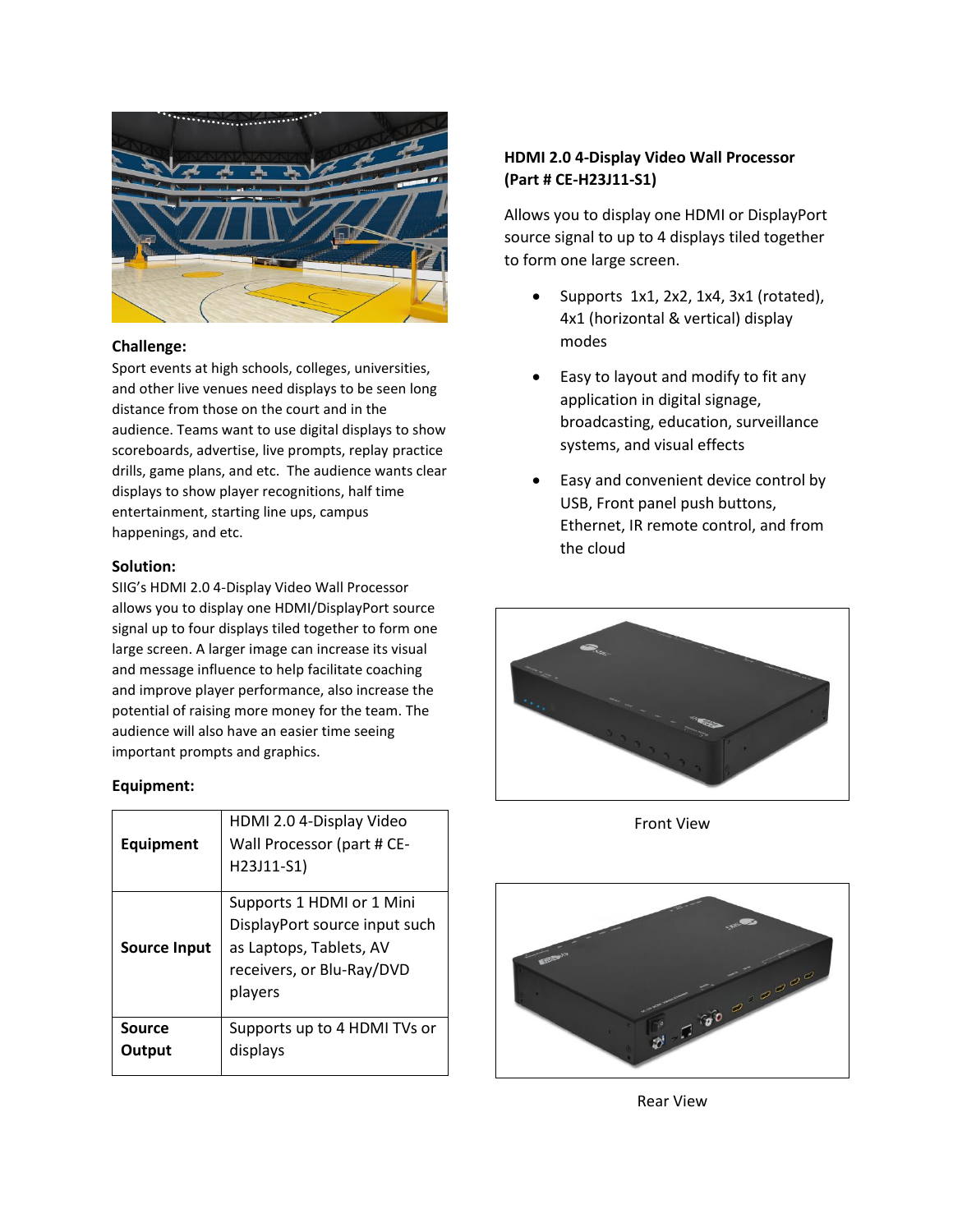**Challenge:**

Sport events at high schools, colleges, universities, and other live venues need displays to be seen long distance from those on the court and in the audience. Teams want to use digital displays to show scoreboards, advertise, live prompts, replay practice drills, game plans, and etc. The audience wants clear displays to show player recognitions, half time entertainment, starting line ups, campus happenings, and etc.

**Solution:**

SIIG's HDMI 2.0 4-Display Video Wall Processor allows you to display one HDMI/DisplayPort source signal up to four displays tiled together to form one large screen. A larger image can increase its visual and message influence to help facilitate coaching and improve player performance, also increase the potential of raising more money for the team. The audience will also have an easier time seeing important prompts and graphics.

**Equipment:**

| | |
|---|---|
| **Equipment** | HDMI 2.0 4-Display Video Wall Processor (part # CE-H23J11-S1) |
| **Source Input** | Supports 1 HDMI or 1 Mini DisplayPort source input such as Laptops, Tablets, AV receivers, or Blu-Ray/DVD players |
| **Source Output** | Supports up to 4 HDMI TVs or displays |

**HDMI 2.0 4-Display Video Wall Processor (Part # CE-H23J11-S1)**

Allows you to display one HDMI or DisplayPort source signal to up to 4 displays tiled together to form one large screen.

- Supports 1x1, 2x2, 1x4, 3x1 (rotated), 4x1 (horizontal & vertical) display modes
- Easy to layout and modify to fit any application in digital signage, broadcasting, education, surveillance systems, and visual effects
- Easy and convenient device control by USB, Front panel push buttons, Ethernet, IR remote control, and from the cloud

Front View

Rear View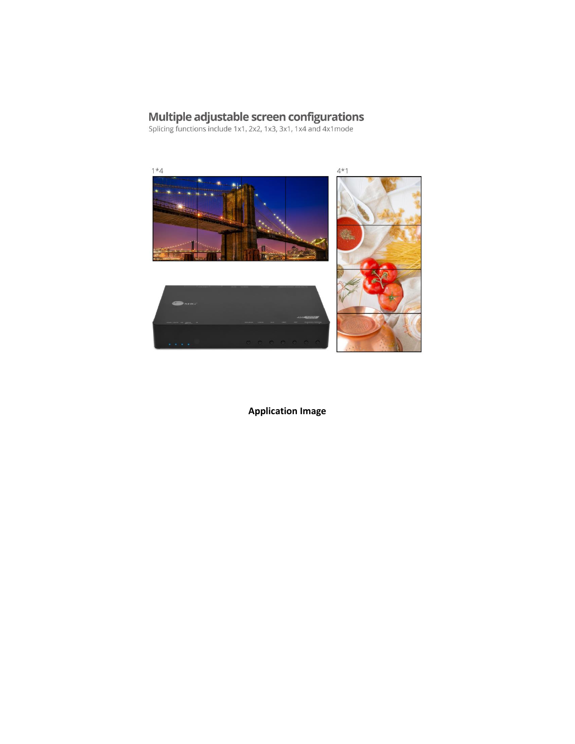## Multiple adjustable screen configurations

Splicing functions include 1x1, 2x2, 1x3, 3x1, 1x4 and 4x1mode

1*4

4*1

**Application Image**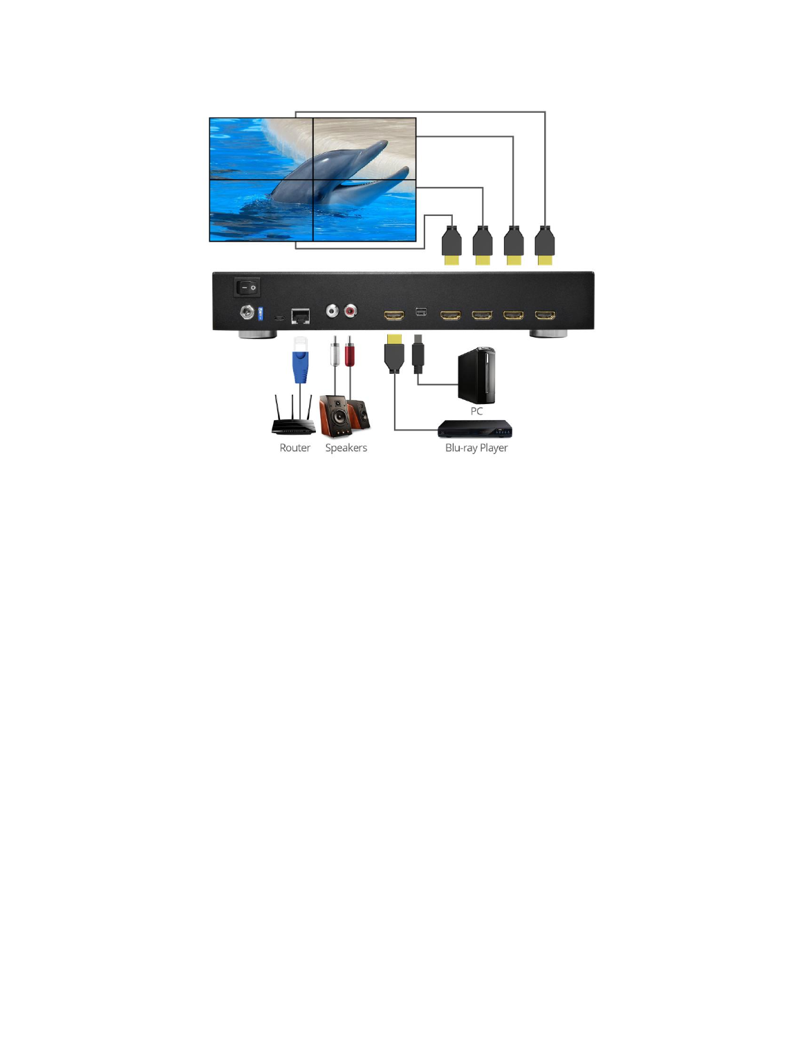PC

Router

Speakers

Blu-ray Player